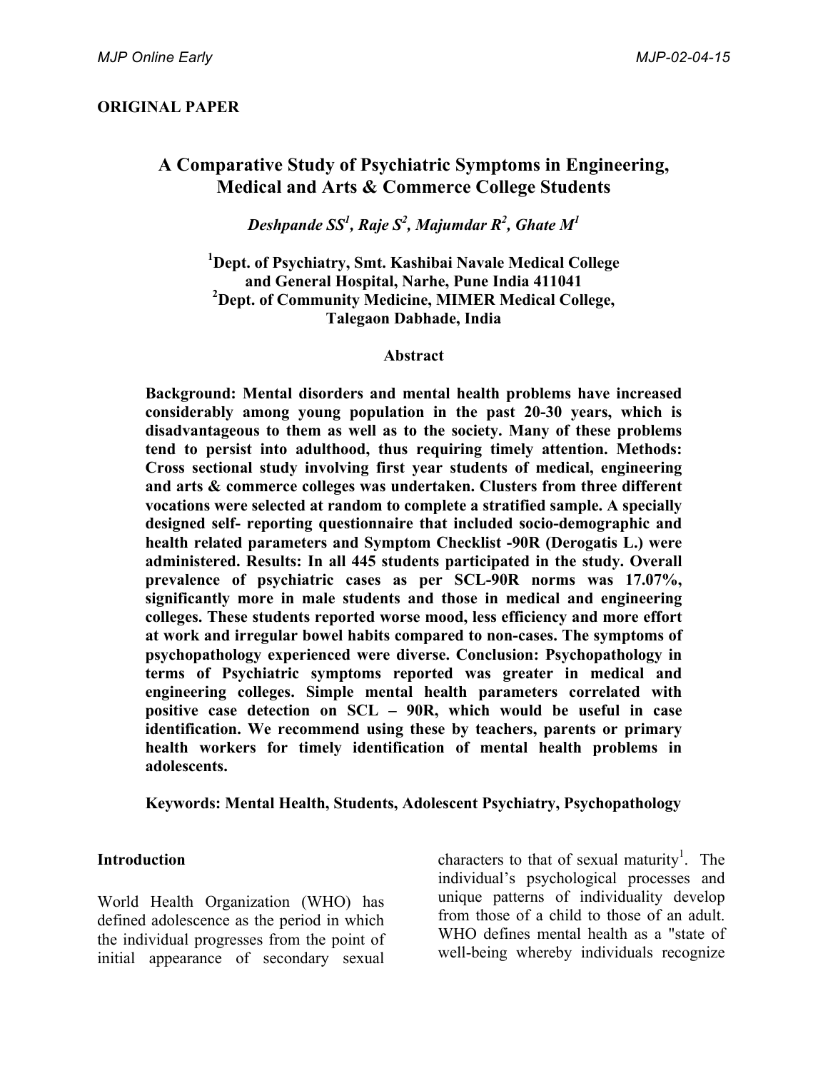**ORIGINAL PAPER**

# A Comparative Study of Psychiatric Symptoms in Engineering, Medical and Arts & Commerce College Students

***Deshpande SS[1], Raje S[2], Majumdar R[2], Ghate M[1]***

**[1]Dept. of Psychiatry, Smt. Kashibai Navale Medical College and General Hospital, Narhe, Pune India 411041**
**[2]Dept. of Community Medicine, MIMER Medical College, Talegaon Dabhade, India**

## Abstract

**Background: Mental disorders and mental health problems have increased considerably among young population in the past 20-30 years, which is disadvantageous to them as well as to the society. Many of these problems tend to persist into adulthood, thus requiring timely attention. Methods: Cross sectional study involving first year students of medical, engineering and arts & commerce colleges was undertaken. Clusters from three different vocations were selected at random to complete a stratified sample. A specially designed self- reporting questionnaire that included socio-demographic and health related parameters and Symptom Checklist -90R (Derogatis L.) were administered. Results: In all 445 students participated in the study. Overall prevalence of psychiatric cases as per SCL-90R norms was 17.07%, significantly more in male students and those in medical and engineering colleges. These students reported worse mood, less efficiency and more effort at work and irregular bowel habits compared to non-cases. The symptoms of psychopathology experienced were diverse. Conclusion: Psychopathology in terms of Psychiatric symptoms reported was greater in medical and engineering colleges. Simple mental health parameters correlated with positive case detection on SCL – 90R, which would be useful in case identification. We recommend using these by teachers, parents or primary health workers for timely identification of mental health problems in adolescents.**

**Keywords: Mental Health, Students, Adolescent Psychiatry, Psychopathology**

## Introduction

World Health Organization (WHO) has defined adolescence as the period in which the individual progresses from the point of initial appearance of secondary sexual characters to that of sexual maturity[1]. The individual's psychological processes and unique patterns of individuality develop from those of a child to those of an adult. WHO defines mental health as a "state of well-being whereby individuals recognize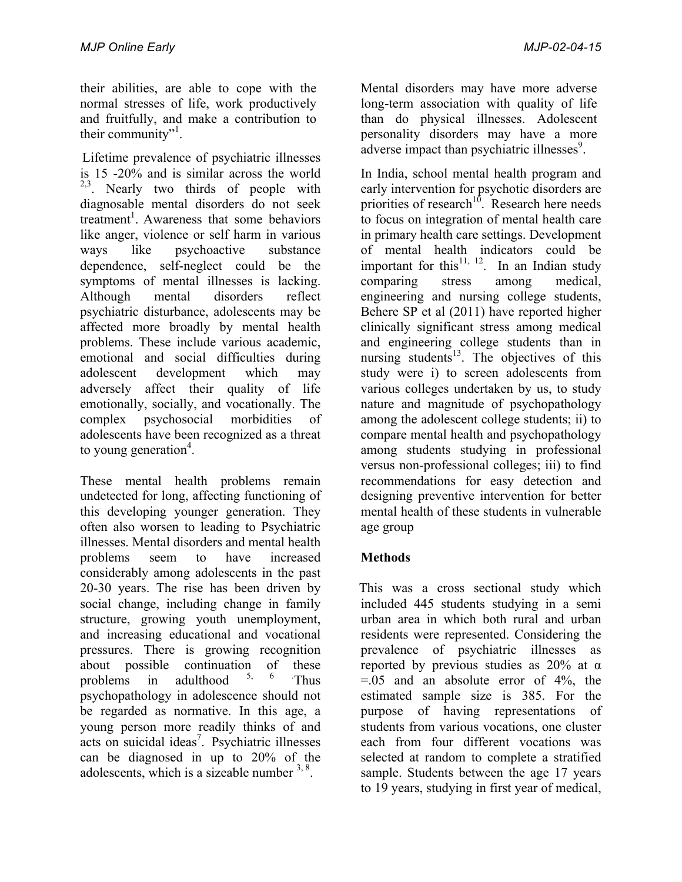their abilities, are able to cope with the normal stresses of life, work productively and fruitfully, and make a contribution to their community"[1].

Lifetime prevalence of psychiatric illnesses is 15 -20% and is similar across the world [2,3]. Nearly two thirds of people with diagnosable mental disorders do not seek treatment[1]. Awareness that some behaviors like anger, violence or self harm in various ways like psychoactive substance dependence, self-neglect could be the symptoms of mental illnesses is lacking. Although mental disorders reflect psychiatric disturbance, adolescents may be affected more broadly by mental health problems. These include various academic, emotional and social difficulties during adolescent development which may adversely affect their quality of life emotionally, socially, and vocationally. The complex psychosocial morbidities of adolescents have been recognized as a threat to young generation[4].

These mental health problems remain undetected for long, affecting functioning of this developing younger generation. They often also worsen to leading to Psychiatric illnesses. Mental disorders and mental health problems seem to have increased considerably among adolescents in the past 20-30 years. The rise has been driven by social change, including change in family structure, growing youth unemployment, and increasing educational and vocational pressures. There is growing recognition about possible continuation of these problems in adulthood [5, 6]. Thus psychopathology in adolescence should not be regarded as normative. In this age, a young person more readily thinks of and acts on suicidal ideas[7]. Psychiatric illnesses can be diagnosed in up to 20% of the adolescents, which is a sizeable number [3, 8].

Mental disorders may have more adverse long-term association with quality of life than do physical illnesses. Adolescent personality disorders may have a more adverse impact than psychiatric illnesses[9].

In India, school mental health program and early intervention for psychotic disorders are priorities of research[10]. Research here needs to focus on integration of mental health care in primary health care settings. Development of mental health indicators could be important for this[11, 12]. In an Indian study comparing stress among medical, engineering and nursing college students, Behere SP et al (2011) have reported higher clinically significant stress among medical and engineering college students than in nursing students[13]. The objectives of this study were i) to screen adolescents from various colleges undertaken by us, to study nature and magnitude of psychopathology among the adolescent college students; ii) to compare mental health and psychopathology among students studying in professional versus non-professional colleges; iii) to find recommendations for easy detection and designing preventive intervention for better mental health of these students in vulnerable age group

## Methods

This was a cross sectional study which included 445 students studying in a semi urban area in which both rural and urban residents were represented. Considering the prevalence of psychiatric illnesses as reported by previous studies as 20% at $\alpha = .05$ and an absolute error of 4%, the estimated sample size is 385. For the purpose of having representations of students from various vocations, one cluster each from four different vocations was selected at random to complete a stratified sample. Students between the age 17 years to 19 years, studying in first year of medical,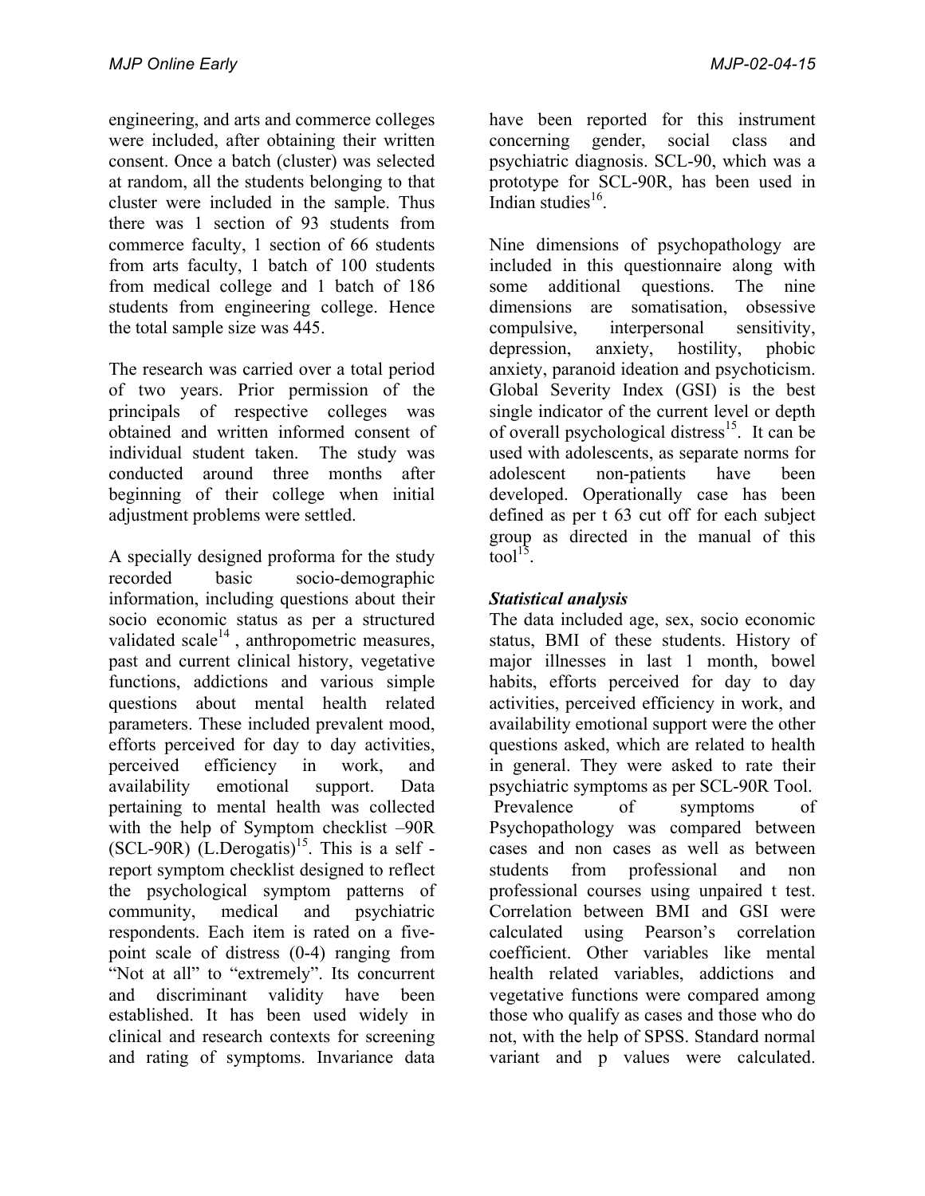engineering, and arts and commerce colleges were included, after obtaining their written consent. Once a batch (cluster) was selected at random, all the students belonging to that cluster were included in the sample. Thus there was 1 section of 93 students from commerce faculty, 1 section of 66 students from arts faculty, 1 batch of 100 students from medical college and 1 batch of 186 students from engineering college. Hence the total sample size was 445.

The research was carried over a total period of two years. Prior permission of the principals of respective colleges was obtained and written informed consent of individual student taken. The study was conducted around three months after beginning of their college when initial adjustment problems were settled.

A specially designed proforma for the study recorded basic socio-demographic information, including questions about their socio economic status as per a structured validated scale[14] , anthropometric measures, past and current clinical history, vegetative functions, addictions and various simple questions about mental health related parameters. These included prevalent mood, efforts perceived for day to day activities, perceived efficiency in work, and availability emotional support. Data pertaining to mental health was collected with the help of Symptom checklist –90R (SCL-90R) (L.Derogatis)[15]. This is a self - report symptom checklist designed to reflect the psychological symptom patterns of community, medical and psychiatric respondents. Each item is rated on a five-point scale of distress (0-4) ranging from "Not at all" to "extremely". Its concurrent and discriminant validity have been established. It has been used widely in clinical and research contexts for screening and rating of symptoms. Invariance data have been reported for this instrument concerning gender, social class and psychiatric diagnosis. SCL-90, which was a prototype for SCL-90R, has been used in Indian studies[16].

Nine dimensions of psychopathology are included in this questionnaire along with some additional questions. The nine dimensions are somatisation, obsessive compulsive, interpersonal sensitivity, depression, anxiety, hostility, phobic anxiety, paranoid ideation and psychoticism. Global Severity Index (GSI) is the best single indicator of the current level or depth of overall psychological distress[15]. It can be used with adolescents, as separate norms for adolescent non-patients have been developed. Operationally case has been defined as per t 63 cut off for each subject group as directed in the manual of this tool[15].

### *Statistical analysis*

The data included age, sex, socio economic status, BMI of these students. History of major illnesses in last 1 month, bowel habits, efforts perceived for day to day activities, perceived efficiency in work, and availability emotional support were the other questions asked, which are related to health in general. They were asked to rate their psychiatric symptoms as per SCL-90R Tool. Prevalence of symptoms of Psychopathology was compared between cases and non cases as well as between students from professional and non professional courses using unpaired t test. Correlation between BMI and GSI were calculated using Pearson's correlation coefficient. Other variables like mental health related variables, addictions and vegetative functions were compared among those who qualify as cases and those who do not, with the help of SPSS. Standard normal variant and p values were calculated.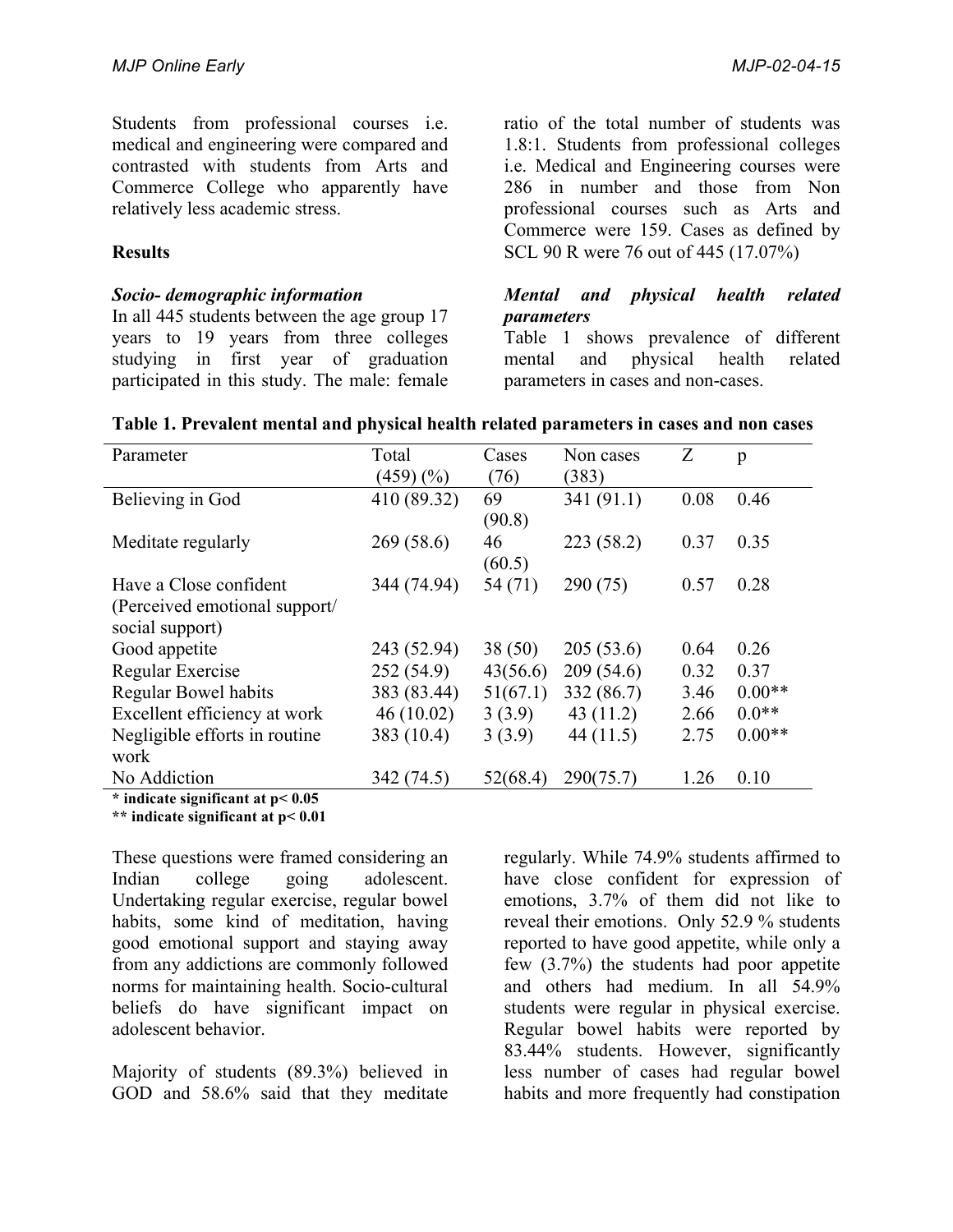Students from professional courses i.e. medical and engineering were compared and contrasted with students from Arts and Commerce College who apparently have relatively less academic stress.

## Results

### *Socio- demographic information*

In all 445 students between the age group 17 years to 19 years from three colleges studying in first year of graduation participated in this study. The male: female ratio of the total number of students was 1.8:1. Students from professional colleges i.e. Medical and Engineering courses were 286 in number and those from Non professional courses such as Arts and Commerce were 159. Cases as defined by SCL 90 R were 76 out of 445 (17.07%)

### *Mental and physical health related parameters*

Table 1 shows prevalence of different mental and physical health related parameters in cases and non-cases.

**Table 1. Prevalent mental and physical health related parameters in cases and non cases**

| Parameter | Total (459) (%) | Cases (76) | Non cases (383) | Z | p |
|---|---|---|---|---|---|
| Believing in God | 410 (89.32) | 69 (90.8) | 341 (91.1) | 0.08 | 0.46 |
| Meditate regularly | 269 (58.6) | 46 (60.5) | 223 (58.2) | 0.37 | 0.35 |
| Have a Close confident (Perceived emotional support/ social support) | 344 (74.94) | 54 (71) | 290 (75) | 0.57 | 0.28 |
| Good appetite | 243 (52.94) | 38 (50) | 205 (53.6) | 0.64 | 0.26 |
| Regular Exercise | 252 (54.9) | 43(56.6) | 209 (54.6) | 0.32 | 0.37 |
| Regular Bowel habits | 383 (83.44) | 51(67.1) | 332 (86.7) | 3.46 | 0.00** |
| Excellent efficiency at work | 46 (10.02) | 3 (3.9) | 43 (11.2) | 2.66 | 0.0** |
| Negligible efforts in routine work | 383 (10.4) | 3 (3.9) | 44 (11.5) | 2.75 | 0.00** |
| No Addiction | 342 (74.5) | 52(68.4) | 290(75.7) | 1.26 | 0.10 |

**\* indicate significant at p< 0.05**
**\*\* indicate significant at p< 0.01**

These questions were framed considering an Indian college going adolescent. Undertaking regular exercise, regular bowel habits, some kind of meditation, having good emotional support and staying away from any addictions are commonly followed norms for maintaining health. Socio-cultural beliefs do have significant impact on adolescent behavior.

Majority of students (89.3%) believed in GOD and 58.6% said that they meditate regularly. While 74.9% students affirmed to have close confident for expression of emotions, 3.7% of them did not like to reveal their emotions. Only 52.9 % students reported to have good appetite, while only a few (3.7%) the students had poor appetite and others had medium. In all 54.9% students were regular in physical exercise. Regular bowel habits were reported by 83.44% students. However, significantly less number of cases had regular bowel habits and more frequently had constipation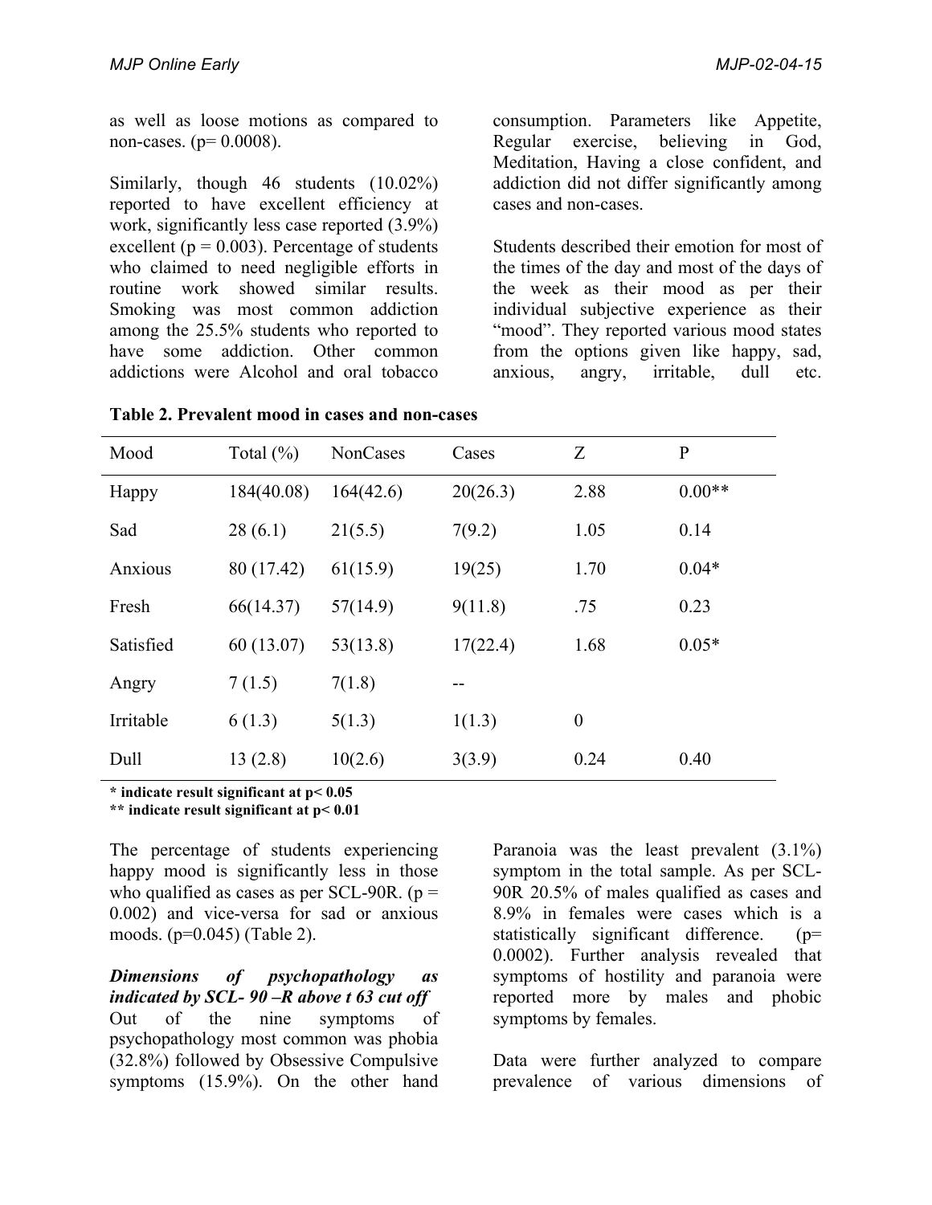as well as loose motions as compared to non-cases. ($p= 0.0008$).

Similarly, though 46 students (10.02%) reported to have excellent efficiency at work, significantly less case reported (3.9%) excellent ($p = 0.003$). Percentage of students who claimed to need negligible efforts in routine work showed similar results. Smoking was most common addiction among the 25.5% students who reported to have some addiction. Other common addictions were Alcohol and oral tobacco consumption. Parameters like Appetite, Regular exercise, believing in God, Meditation, Having a close confident, and addiction did not differ significantly among cases and non-cases.

Students described their emotion for most of the times of the day and most of the days of the week as their mood as per their individual subjective experience as their "mood". They reported various mood states from the options given like happy, sad, anxious, angry, irritable, dull etc.

**Table 2. Prevalent mood in cases and non-cases**

| Mood | Total (%) | NonCases | Cases | Z | P |
|---|---|---|---|---|---|
| Happy | 184(40.08) | 164(42.6) | 20(26.3) | 2.88 | 0.00** |
| Sad | 28 (6.1) | 21(5.5) | 7(9.2) | 1.05 | 0.14 |
| Anxious | 80 (17.42) | 61(15.9) | 19(25) | 1.70 | 0.04* |
| Fresh | 66(14.37) | 57(14.9) | 9(11.8) | .75 | 0.23 |
| Satisfied | 60 (13.07) | 53(13.8) | 17(22.4) | 1.68 | 0.05* |
| Angry | 7 (1.5) | 7(1.8) | -- | | |
| Irritable | 6 (1.3) | 5(1.3) | 1(1.3) | 0 | |
| Dull | 13 (2.8) | 10(2.6) | 3(3.9) | 0.24 | 0.40 |

**\* indicate result significant at $p< 0.05$**
**\*\* indicate result significant at $p< 0.01$**

The percentage of students experiencing happy mood is significantly less in those who qualified as cases as per SCL-90R. ($p = 0.002$) and vice-versa for sad or anxious moods. ($p=0.045$) (Table 2).

***Dimensions of psychopathology as indicated by SCL- 90 –R above t 63 cut off***

Out of the nine symptoms of psychopathology most common was phobia (32.8%) followed by Obsessive Compulsive symptoms (15.9%). On the other hand Paranoia was the least prevalent (3.1%) symptom in the total sample. As per SCL-90R 20.5% of males qualified as cases and 8.9% in females were cases which is a statistically significant difference. ($p= 0.0002$). Further analysis revealed that symptoms of hostility and paranoia were reported more by males and phobic symptoms by females.

Data were further analyzed to compare prevalence of various dimensions of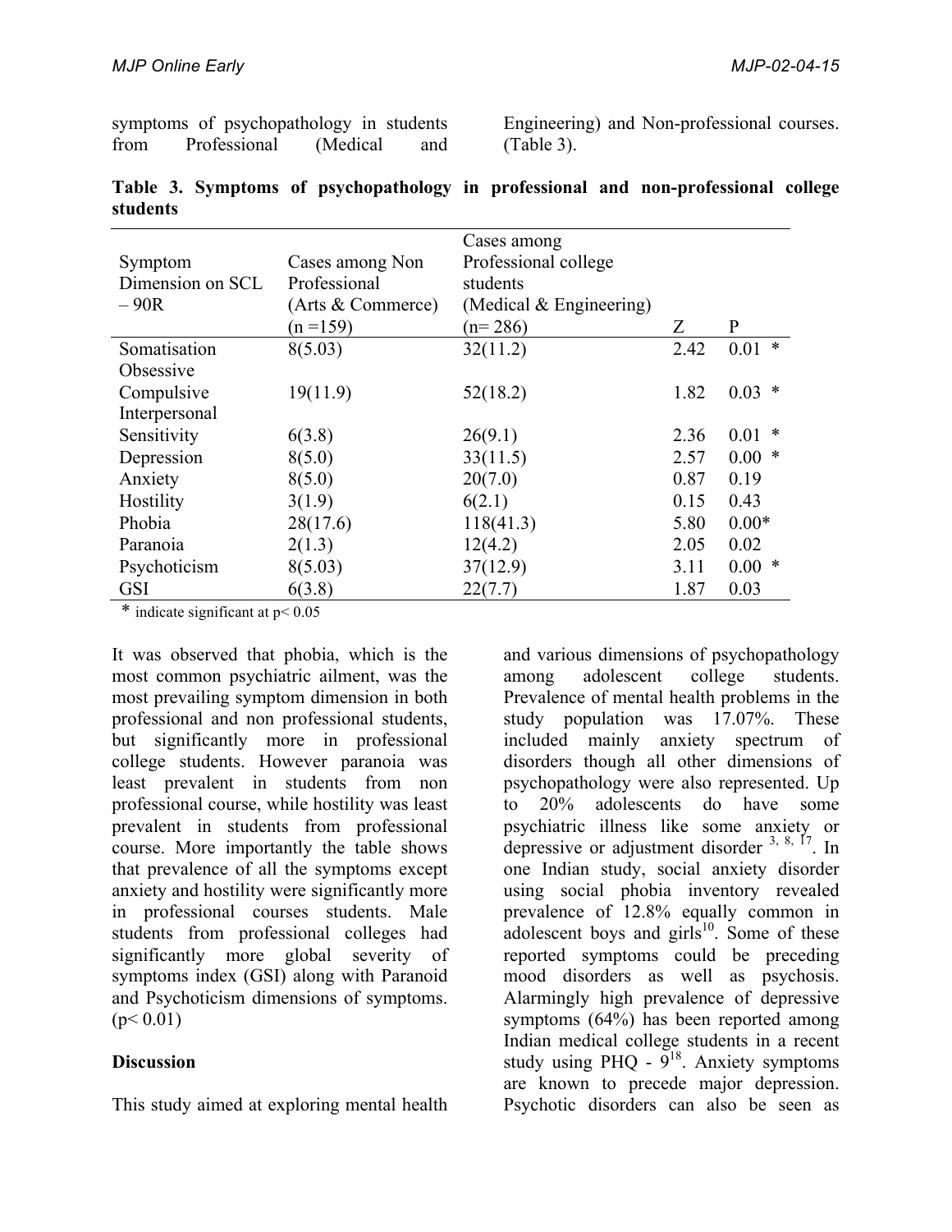symptoms of psychopathology in students from Professional (Medical and Engineering) and Non-professional courses. (Table 3).

**Table 3. Symptoms of psychopathology in professional and non-professional college students**

| Symptom Dimension on SCL – 90R | Cases among Non Professional (Arts & Commerce) (n =159) | Cases among Professional college students (Medical & Engineering) (n= 286) | Z | P |
|---|---|---|---|---|
| Somatisation | 8(5.03) | 32(11.2) | 2.42 | 0.01 * |
| Obsessive Compulsive | 19(11.9) | 52(18.2) | 1.82 | 0.03 * |
| Interpersonal Sensitivity | 6(3.8) | 26(9.1) | 2.36 | 0.01 * |
| Depression | 8(5.0) | 33(11.5) | 2.57 | 0.00 * |
| Anxiety | 8(5.0) | 20(7.0) | 0.87 | 0.19 |
| Hostility | 3(1.9) | 6(2.1) | 0.15 | 0.43 |
| Phobia | 28(17.6) | 118(41.3) | 5.80 | 0.00* |
| Paranoia | 2(1.3) | 12(4.2) | 2.05 | 0.02 |
| Psychoticism | 8(5.03) | 37(12.9) | 3.11 | 0.00 * |
| GSI | 6(3.8) | 22(7.7) | 1.87 | 0.03 |

* indicate significant at $p < 0.05$

It was observed that phobia, which is the most common psychiatric ailment, was the most prevailing symptom dimension in both professional and non professional students, but significantly more in professional college students. However paranoia was least prevalent in students from non professional course, while hostility was least prevalent in students from professional course. More importantly the table shows that prevalence of all the symptoms except anxiety and hostility were significantly more in professional courses students. Male students from professional colleges had significantly more global severity of symptoms index (GSI) along with Paranoid and Psychoticism dimensions of symptoms. ($p < 0.01$)

## Discussion

This study aimed at exploring mental health and various dimensions of psychopathology among adolescent college students. Prevalence of mental health problems in the study population was 17.07%. These included mainly anxiety spectrum of disorders though all other dimensions of psychopathology were also represented. Up to 20% adolescents do have some psychiatric illness like some anxiety or depressive or adjustment disorder [3, 8, 17]. In one Indian study, social anxiety disorder using social phobia inventory revealed prevalence of 12.8% equally common in adolescent boys and girls[10]. Some of these reported symptoms could be preceding mood disorders as well as psychosis. Alarmingly high prevalence of depressive symptoms (64%) has been reported among Indian medical college students in a recent study using PHQ - 9[18]. Anxiety symptoms are known to precede major depression. Psychotic disorders can also be seen as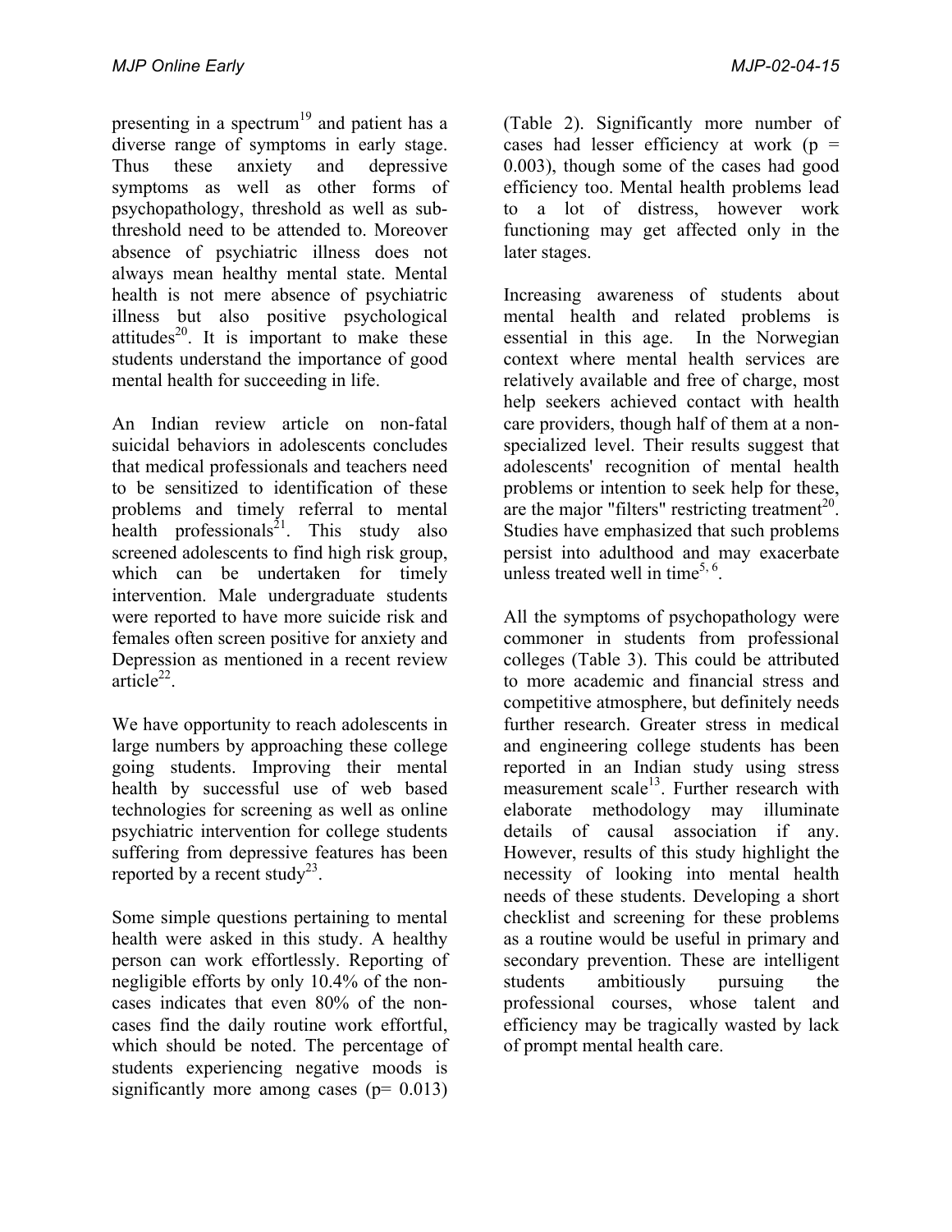presenting in a spectrum[19] and patient has a diverse range of symptoms in early stage. Thus these anxiety and depressive symptoms as well as other forms of psychopathology, threshold as well as sub-threshold need to be attended to. Moreover absence of psychiatric illness does not always mean healthy mental state. Mental health is not mere absence of psychiatric illness but also positive psychological attitudes[20]. It is important to make these students understand the importance of good mental health for succeeding in life.

An Indian review article on non-fatal suicidal behaviors in adolescents concludes that medical professionals and teachers need to be sensitized to identification of these problems and timely referral to mental health professionals[21]. This study also screened adolescents to find high risk group, which can be undertaken for timely intervention. Male undergraduate students were reported to have more suicide risk and females often screen positive for anxiety and Depression as mentioned in a recent review article[22].

We have opportunity to reach adolescents in large numbers by approaching these college going students. Improving their mental health by successful use of web based technologies for screening as well as online psychiatric intervention for college students suffering from depressive features has been reported by a recent study[23].

Some simple questions pertaining to mental health were asked in this study. A healthy person can work effortlessly. Reporting of negligible efforts by only 10.4% of the non-cases indicates that even 80% of the non-cases find the daily routine work effortful, which should be noted. The percentage of students experiencing negative moods is significantly more among cases ($p= 0.013$) (Table 2). Significantly more number of cases had lesser efficiency at work ($p = 0.003$), though some of the cases had good efficiency too. Mental health problems lead to a lot of distress, however work functioning may get affected only in the later stages.

Increasing awareness of students about mental health and related problems is essential in this age. In the Norwegian context where mental health services are relatively available and free of charge, most help seekers achieved contact with health care providers, though half of them at a non-specialized level. Their results suggest that adolescents' recognition of mental health problems or intention to seek help for these, are the major "filters" restricting treatment[20]. Studies have emphasized that such problems persist into adulthood and may exacerbate unless treated well in time[5, 6].

All the symptoms of psychopathology were commoner in students from professional colleges (Table 3). This could be attributed to more academic and financial stress and competitive atmosphere, but definitely needs further research. Greater stress in medical and engineering college students has been reported in an Indian study using stress measurement scale[13]. Further research with elaborate methodology may illuminate details of causal association if any. However, results of this study highlight the necessity of looking into mental health needs of these students. Developing a short checklist and screening for these problems as a routine would be useful in primary and secondary prevention. These are intelligent students ambitiously pursuing the professional courses, whose talent and efficiency may be tragically wasted by lack of prompt mental health care.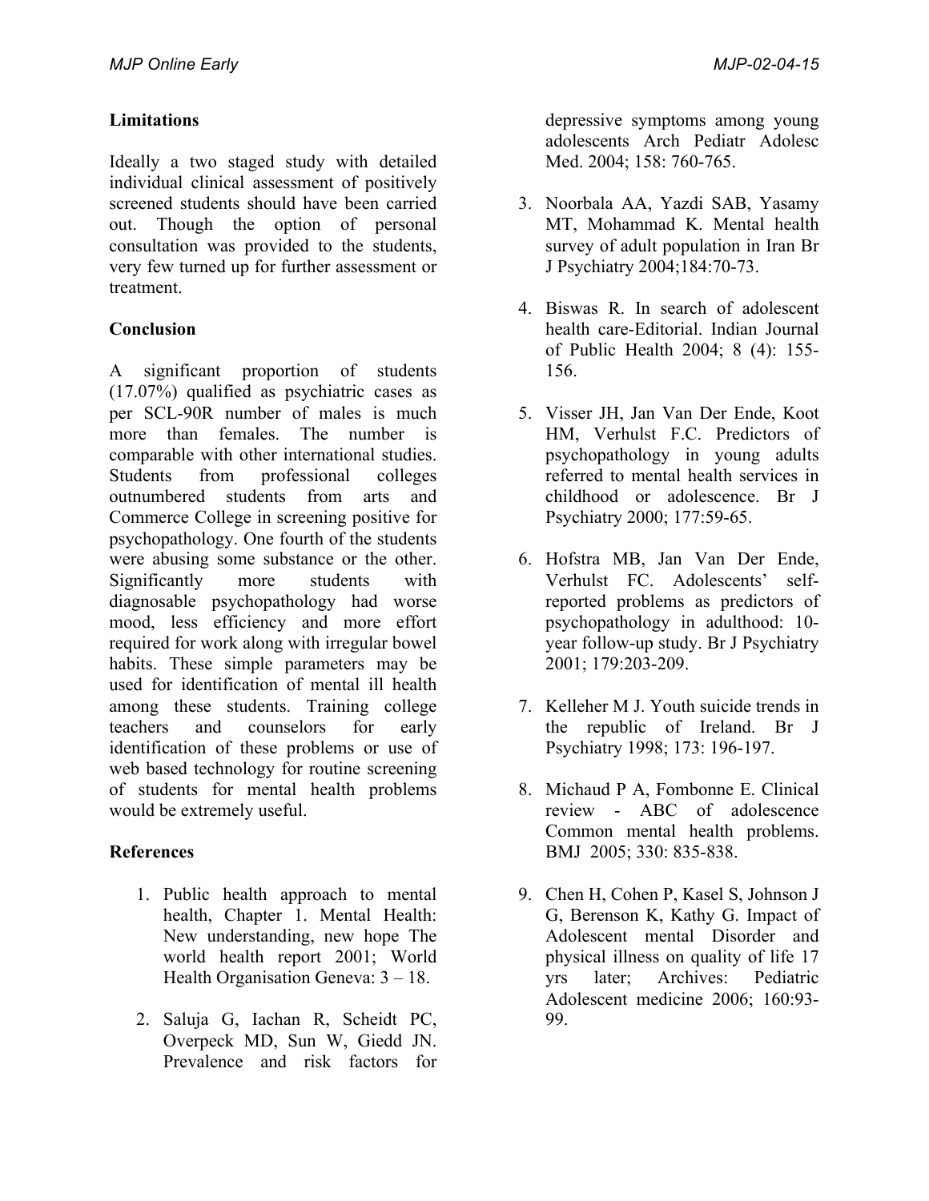## Limitations

Ideally a two staged study with detailed individual clinical assessment of positively screened students should have been carried out. Though the option of personal consultation was provided to the students, very few turned up for further assessment or treatment.

## Conclusion

A significant proportion of students (17.07%) qualified as psychiatric cases as per SCL-90R number of males is much more than females. The number is comparable with other international studies. Students from professional colleges outnumbered students from arts and Commerce College in screening positive for psychopathology. One fourth of the students were abusing some substance or the other. Significantly more students with diagnosable psychopathology had worse mood, less efficiency and more effort required for work along with irregular bowel habits. These simple parameters may be used for identification of mental ill health among these students. Training college teachers and counselors for early identification of these problems or use of web based technology for routine screening of students for mental health problems would be extremely useful.

## References

1. Public health approach to mental health, Chapter 1. Mental Health: New understanding, new hope The world health report 2001; World Health Organisation Geneva: 3 – 18.
2. Saluja G, Iachan R, Scheidt PC, Overpeck MD, Sun W, Giedd JN. Prevalence and risk factors for depressive symptoms among young adolescents Arch Pediatr Adolesc Med. 2004; 158: 760-765.
3. Noorbala AA, Yazdi SAB, Yasamy MT, Mohammad K. Mental health survey of adult population in Iran Br J Psychiatry 2004;184:70-73.
4. Biswas R. In search of adolescent health care-Editorial. Indian Journal of Public Health 2004; 8 (4): 155-156.
5. Visser JH, Jan Van Der Ende, Koot HM, Verhulst F.C. Predictors of psychopathology in young adults referred to mental health services in childhood or adolescence. Br J Psychiatry 2000; 177:59-65.
6. Hofstra MB, Jan Van Der Ende, Verhulst FC. Adolescents' self-reported problems as predictors of psychopathology in adulthood: 10-year follow-up study. Br J Psychiatry 2001; 179:203-209.
7. Kelleher M J. Youth suicide trends in the republic of Ireland. Br J Psychiatry 1998; 173: 196-197.
8. Michaud P A, Fombonne E. Clinical review - ABC of adolescence Common mental health problems. BMJ 2005; 330: 835-838.
9. Chen H, Cohen P, Kasel S, Johnson J G, Berenson K, Kathy G. Impact of Adolescent mental Disorder and physical illness on quality of life 17 yrs later; Archives: Pediatric Adolescent medicine 2006; 160:93-99.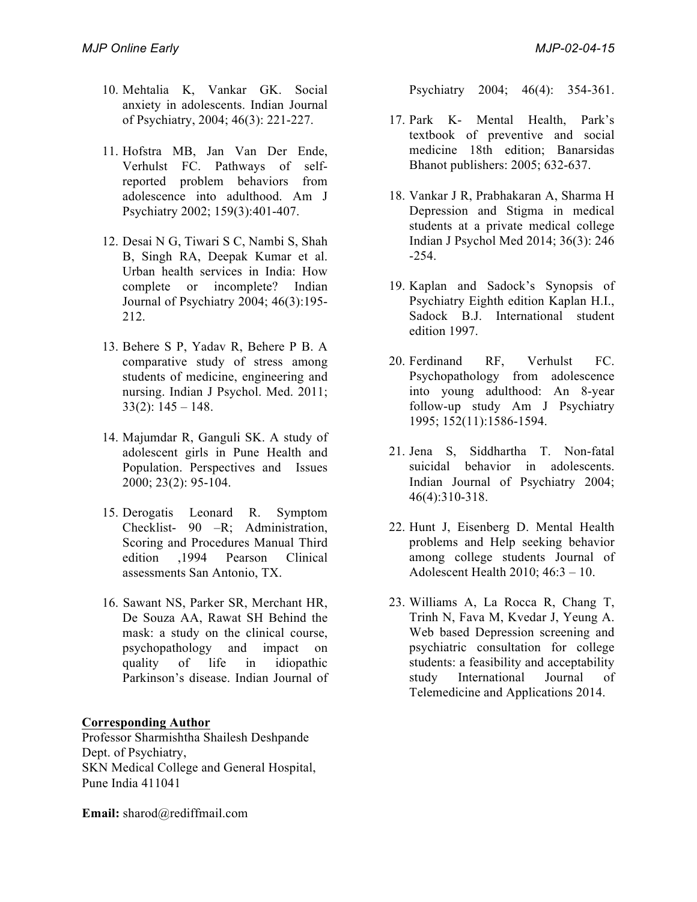10. Mehtalia K, Vankar GK. Social anxiety in adolescents. Indian Journal of Psychiatry, 2004; 46(3): 221-227.

11. Hofstra MB, Jan Van Der Ende, Verhulst FC. Pathways of self-reported problem behaviors from adolescence into adulthood. Am J Psychiatry 2002; 159(3):401-407.

12. Desai N G, Tiwari S C, Nambi S, Shah B, Singh RA, Deepak Kumar et al. Urban health services in India: How complete or incomplete? Indian Journal of Psychiatry 2004; 46(3):195-212.

13. Behere S P, Yadav R, Behere P B. A comparative study of stress among students of medicine, engineering and nursing. Indian J Psychol. Med. 2011; 33(2): 145 – 148.

14. Majumdar R, Ganguli SK. A study of adolescent girls in Pune Health and Population. Perspectives and Issues 2000; 23(2): 95-104.

15. Derogatis Leonard R. Symptom Checklist- 90 –R; Administration, Scoring and Procedures Manual Third edition ,1994 Pearson Clinical assessments San Antonio, TX.

16. Sawant NS, Parker SR, Merchant HR, De Souza AA, Rawat SH Behind the mask: a study on the clinical course, psychopathology and impact on quality of life in idiopathic Parkinson's disease. Indian Journal of Psychiatry 2004; 46(4): 354-361.

17. Park K- Mental Health, Park's textbook of preventive and social medicine 18th edition; Banarsidas Bhanot publishers: 2005; 632-637.

18. Vankar J R, Prabhakaran A, Sharma H Depression and Stigma in medical students at a private medical college Indian J Psychol Med 2014; 36(3): 246 -254.

19. Kaplan and Sadock's Synopsis of Psychiatry Eighth edition Kaplan H.I., Sadock B.J. International student edition 1997.

20. Ferdinand RF, Verhulst FC. Psychopathology from adolescence into young adulthood: An 8-year follow-up study Am J Psychiatry 1995; 152(11):1586-1594.

21. Jena S, Siddhartha T. Non-fatal suicidal behavior in adolescents. Indian Journal of Psychiatry 2004; 46(4):310-318.

22. Hunt J, Eisenberg D. Mental Health problems and Help seeking behavior among college students Journal of Adolescent Health 2010; 46:3 – 10.

23. Williams A, La Rocca R, Chang T, Trinh N, Fava M, Kvedar J, Yeung A. Web based Depression screening and psychiatric consultation for college students: a feasibility and acceptability study International Journal of Telemedicine and Applications 2014.

**Corresponding Author**
Professor Sharmishtha Shailesh Deshpande
Dept. of Psychiatry,
SKN Medical College and General Hospital,
Pune India 411041

**Email:** sharod@rediffmail.com